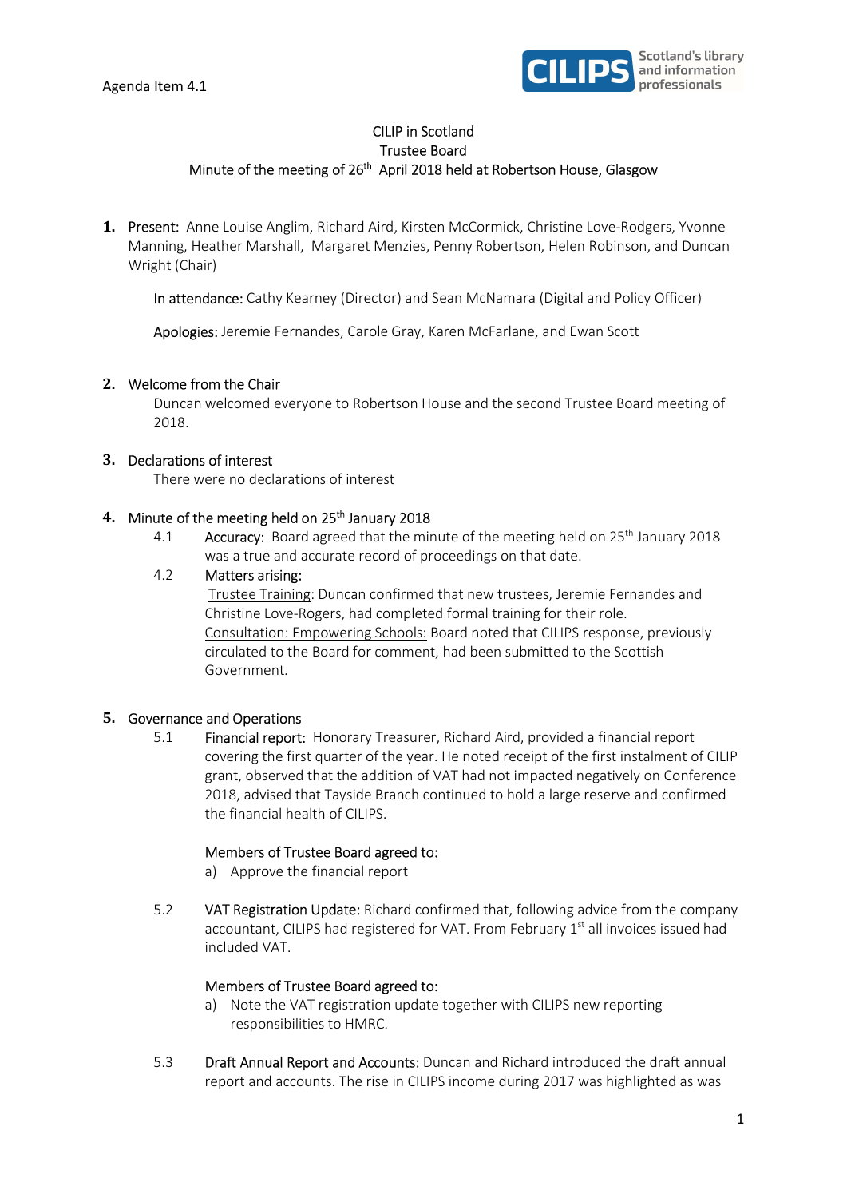Agenda Item 4.1

CILIP in Scotland
Trustee Board
Minute of the meeting of 26th April 2018 held at Robertson House, Glasgow

1. Present: Anne Louise Anglim, Richard Aird, Kirsten McCormick, Christine Love-Rodgers, Yvonne Manning, Heather Marshall, Margaret Menzies, Penny Robertson, Helen Robinson, and Duncan Wright (Chair)

   In attendance: Cathy Kearney (Director) and Sean McNamara (Digital and Policy Officer)

   Apologies: Jeremie Fernandes, Carole Gray, Karen McFarlane, and Ewan Scott

2. Welcome from the Chair

   Duncan welcomed everyone to Robertson House and the second Trustee Board meeting of 2018.

3. Declarations of interest

   There were no declarations of interest

4. Minute of the meeting held on 25th January 2018

   4.1 Accuracy: Board agreed that the minute of the meeting held on 25th January 2018 was a true and accurate record of proceedings on that date.

   4.2 Matters arising:

   Trustee Training: Duncan confirmed that new trustees, Jeremie Fernandes and Christine Love-Rogers, had completed formal training for their role.

   Consultation: Empowering Schools: Board noted that CILIPS response, previously circulated to the Board for comment, had been submitted to the Scottish Government.

5. Governance and Operations

   5.1 Financial report: Honorary Treasurer, Richard Aird, provided a financial report covering the first quarter of the year. He noted receipt of the first instalment of CILIP grant, observed that the addition of VAT had not impacted negatively on Conference 2018, advised that Tayside Branch continued to hold a large reserve and confirmed the financial health of CILIPS.

   Members of Trustee Board agreed to:

   a) Approve the financial report

   5.2 VAT Registration Update: Richard confirmed that, following advice from the company accountant, CILIPS had registered for VAT. From February 1st all invoices issued had included VAT.

   Members of Trustee Board agreed to:

   a) Note the VAT registration update together with CILIPS new reporting responsibilities to HMRC.

   5.3 Draft Annual Report and Accounts: Duncan and Richard introduced the draft annual report and accounts. The rise in CILIPS income during 2017 was highlighted as was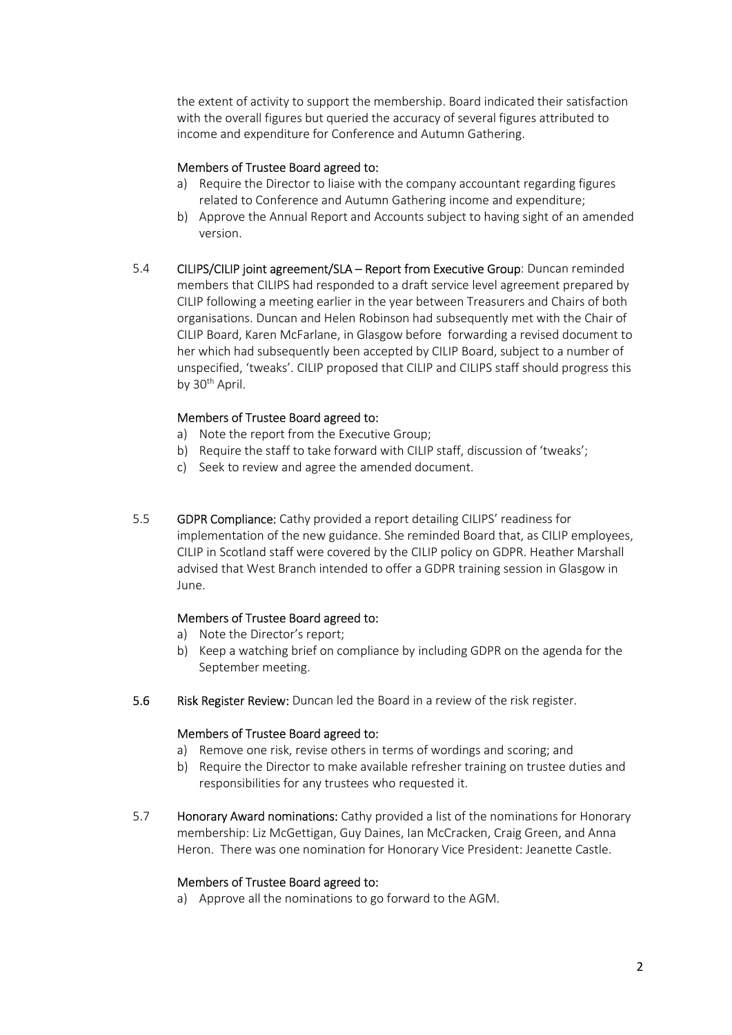the extent of activity to support the membership. Board indicated their satisfaction with the overall figures but queried the accuracy of several figures attributed to income and expenditure for Conference and Autumn Gathering.

Members of Trustee Board agreed to:

a) Require the Director to liaise with the company accountant regarding figures related to Conference and Autumn Gathering income and expenditure;
b) Approve the Annual Report and Accounts subject to having sight of an amended version.

5.4 **CILIPS/CILIP joint agreement/SLA – Report from Executive Group**: Duncan reminded members that CILIPS had responded to a draft service level agreement prepared by CILIP following a meeting earlier in the year between Treasurers and Chairs of both organisations. Duncan and Helen Robinson had subsequently met with the Chair of CILIP Board, Karen McFarlane, in Glasgow before forwarding a revised document to her which had subsequently been accepted by CILIP Board, subject to a number of unspecified, 'tweaks'. CILIP proposed that CILIP and CILIPS staff should progress this by 30th April.

Members of Trustee Board agreed to:

a) Note the report from the Executive Group;
b) Require the staff to take forward with CILIP staff, discussion of 'tweaks';
c) Seek to review and agree the amended document.

5.5 **GDPR Compliance:** Cathy provided a report detailing CILIPS' readiness for implementation of the new guidance. She reminded Board that, as CILIP employees, CILIP in Scotland staff were covered by the CILIP policy on GDPR. Heather Marshall advised that West Branch intended to offer a GDPR training session in Glasgow in June.

Members of Trustee Board agreed to:

a) Note the Director's report;
b) Keep a watching brief on compliance by including GDPR on the agenda for the September meeting.

**5.6** **Risk Register Review:** Duncan led the Board in a review of the risk register.

Members of Trustee Board agreed to:

a) Remove one risk, revise others in terms of wordings and scoring; and
b) Require the Director to make available refresher training on trustee duties and responsibilities for any trustees who requested it.

5.7 **Honorary Award nominations:** Cathy provided a list of the nominations for Honorary membership: Liz McGettigan, Guy Daines, Ian McCracken, Craig Green, and Anna Heron. There was one nomination for Honorary Vice President: Jeanette Castle.

Members of Trustee Board agreed to:

a) Approve all the nominations to go forward to the AGM.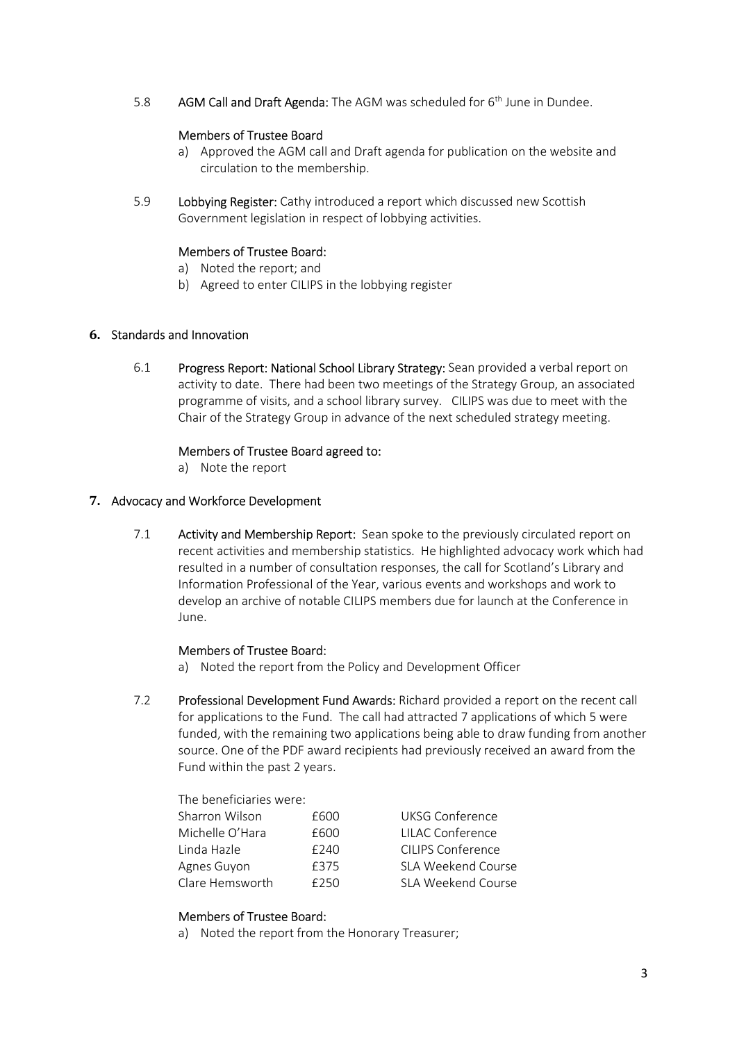5.8 **AGM Call and Draft Agenda:** The AGM was scheduled for 6th June in Dundee.

**Members of Trustee Board**

a) Approved the AGM call and Draft agenda for publication on the website and circulation to the membership.

5.9 **Lobbying Register:** Cathy introduced a report which discussed new Scottish Government legislation in respect of lobbying activities.

**Members of Trustee Board:**

a) Noted the report; and
b) Agreed to enter CILIPS in the lobbying register

## 6. Standards and Innovation

6.1 **Progress Report: National School Library Strategy:** Sean provided a verbal report on activity to date. There had been two meetings of the Strategy Group, an associated programme of visits, and a school library survey. CILIPS was due to meet with the Chair of the Strategy Group in advance of the next scheduled strategy meeting.

**Members of Trustee Board agreed to:**

a) Note the report

## 7. Advocacy and Workforce Development

7.1 **Activity and Membership Report:** Sean spoke to the previously circulated report on recent activities and membership statistics. He highlighted advocacy work which had resulted in a number of consultation responses, the call for Scotland's Library and Information Professional of the Year, various events and workshops and work to develop an archive of notable CILIPS members due for launch at the Conference in June.

**Members of Trustee Board:**

a) Noted the report from the Policy and Development Officer

7.2 **Professional Development Fund Awards:** Richard provided a report on the recent call for applications to the Fund. The call had attracted 7 applications of which 5 were funded, with the remaining two applications being able to draw funding from another source. One of the PDF award recipients had previously received an award from the Fund within the past 2 years.

The beneficiaries were:

| | | |
|---|---|---|
| Sharron Wilson | £600 | UKSG Conference |
| Michelle O'Hara | £600 | LILAC Conference |
| Linda Hazle | £240 | CILIPS Conference |
| Agnes Guyon | £375 | SLA Weekend Course |
| Clare Hemsworth | £250 | SLA Weekend Course |

**Members of Trustee Board:**

a) Noted the report from the Honorary Treasurer;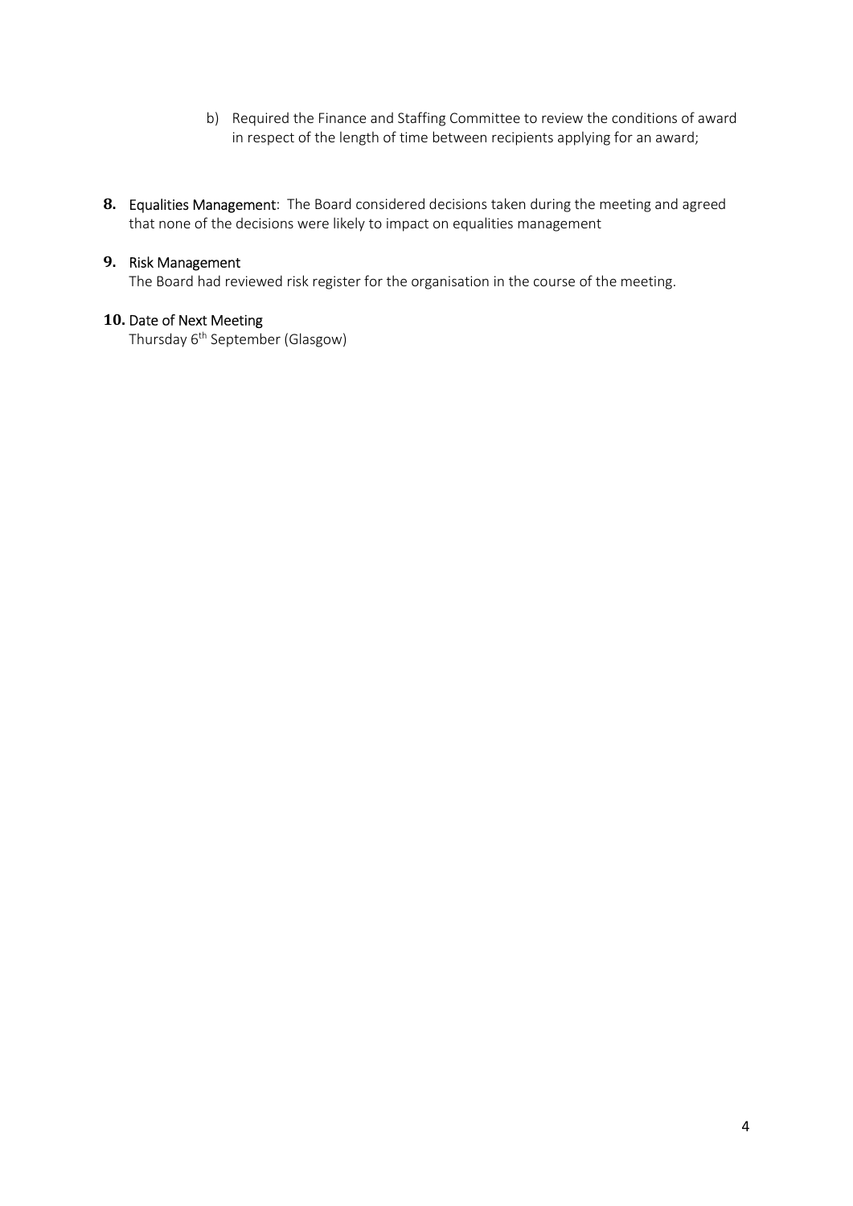b) Required the Finance and Staffing Committee to review the conditions of award in respect of the length of time between recipients applying for an award;

**8.** Equalities Management: The Board considered decisions taken during the meeting and agreed that none of the decisions were likely to impact on equalities management

**9.** Risk Management

The Board had reviewed risk register for the organisation in the course of the meeting.

**10.** Date of Next Meeting

Thursday 6th September (Glasgow)